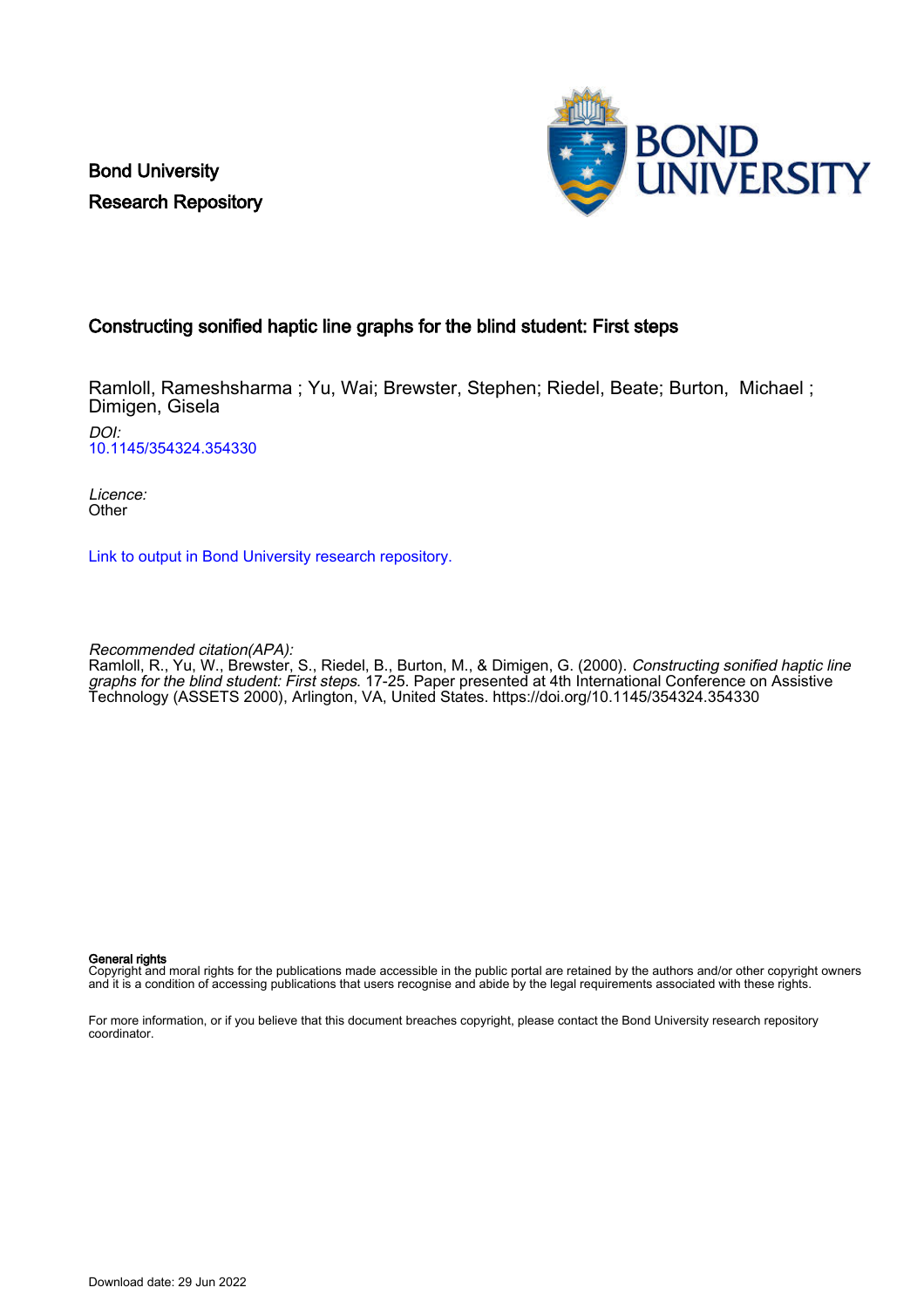Bond University
Research Repository

# Constructing sonified haptic line graphs for the blind student: First steps

Ramloll, Rameshsharma ; Yu, Wai; Brewster, Stephen; Riedel, Beate; Burton, Michael ; Dimigen, Gisela

*DOI:*
10.1145/354324.354330

*Licence:*
Other

Link to output in Bond University research repository.

*Recommended citation(APA):*
Ramloll, R., Yu, W., Brewster, S., Riedel, B., Burton, M., & Dimigen, G. (2000). *Constructing sonified haptic line graphs for the blind student: First steps*. 17-25. Paper presented at 4th International Conference on Assistive Technology (ASSETS 2000), Arlington, VA, United States. https://doi.org/10.1145/354324.354330

**General rights**
Copyright and moral rights for the publications made accessible in the public portal are retained by the authors and/or other copyright owners and it is a condition of accessing publications that users recognise and abide by the legal requirements associated with these rights.

For more information, or if you believe that this document breaches copyright, please contact the Bond University research repository coordinator.

Download date: 29 Jun 2022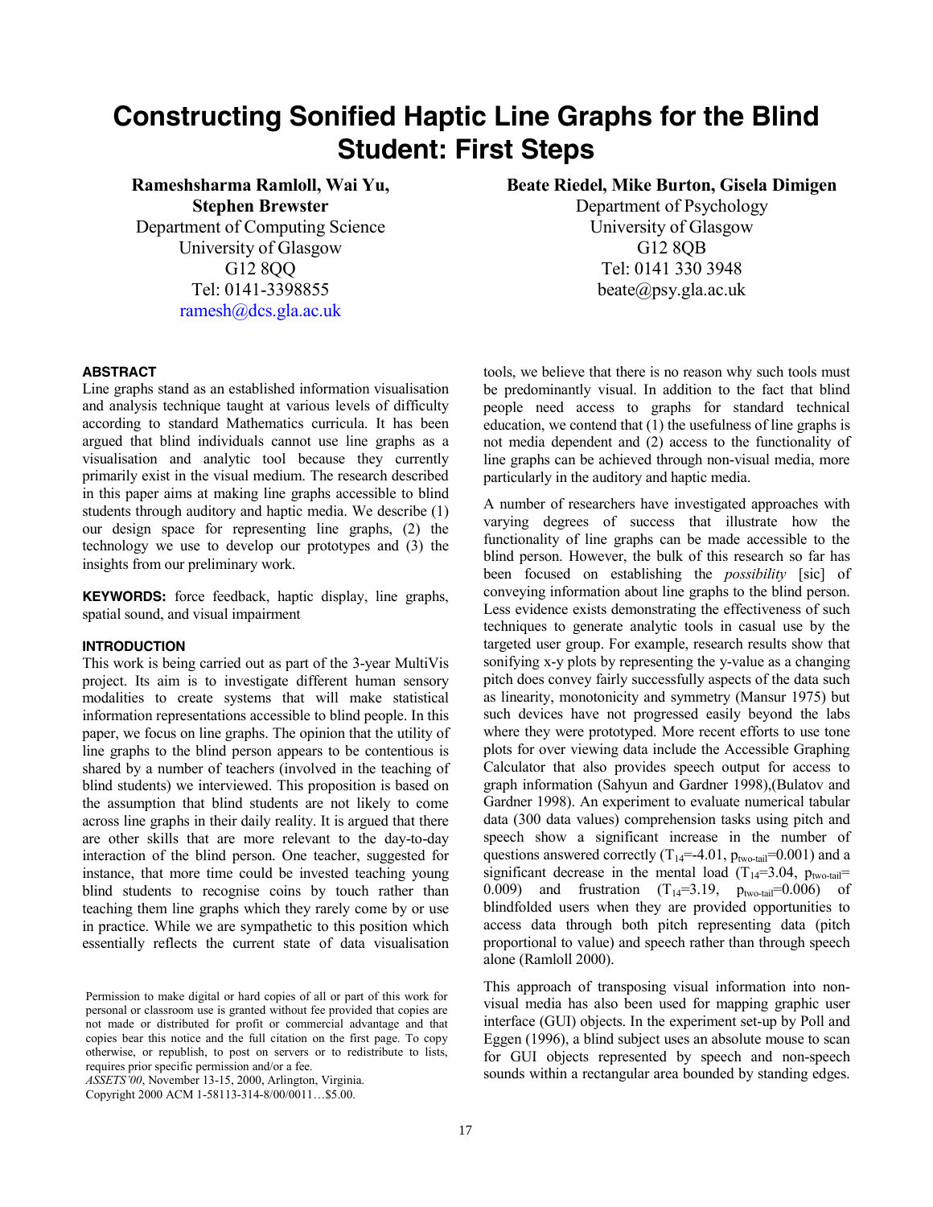# Constructing Sonified Haptic Line Graphs for the Blind Student: First Steps

**Rameshsharma Ramloll, Wai Yu, Stephen Brewster**
Department of Computing Science
University of Glasgow
G12 8QQ
Tel: 0141-3398855
ramesh@dcs.gla.ac.uk

**Beate Riedel, Mike Burton, Gisela Dimigen**
Department of Psychology
University of Glasgow
G12 8QB
Tel: 0141 330 3948
beate@psy.gla.ac.uk

### ABSTRACT

Line graphs stand as an established information visualisation and analysis technique taught at various levels of difficulty according to standard Mathematics curricula. It has been argued that blind individuals cannot use line graphs as a visualisation and analytic tool because they currently primarily exist in the visual medium. The research described in this paper aims at making line graphs accessible to blind students through auditory and haptic media. We describe (1) our design space for representing line graphs, (2) the technology we use to develop our prototypes and (3) the insights from our preliminary work.

**KEYWORDS:** force feedback, haptic display, line graphs, spatial sound, and visual impairment

### INTRODUCTION

This work is being carried out as part of the 3-year MultiVis project. Its aim is to investigate different human sensory modalities to create systems that will make statistical information representations accessible to blind people. In this paper, we focus on line graphs. The opinion that the utility of line graphs to the blind person appears to be contentious is shared by a number of teachers (involved in the teaching of blind students) we interviewed. This proposition is based on the assumption that blind students are not likely to come across line graphs in their daily reality. It is argued that there are other skills that are more relevant to the day-to-day interaction of the blind person. One teacher, suggested for instance, that more time could be invested teaching young blind students to recognise coins by touch rather than teaching them line graphs which they rarely come by or use in practice. While we are sympathetic to this position which essentially reflects the current state of data visualisation tools, we believe that there is no reason why such tools must be predominantly visual. In addition to the fact that blind people need access to graphs for standard technical education, we contend that (1) the usefulness of line graphs is not media dependent and (2) access to the functionality of line graphs can be achieved through non-visual media, more particularly in the auditory and haptic media.

A number of researchers have investigated approaches with varying degrees of success that illustrate how the functionality of line graphs can be made accessible to the blind person. However, the bulk of this research so far has been focused on establishing the *possibility* [sic] of conveying information about line graphs to the blind person. Less evidence exists demonstrating the effectiveness of such techniques to generate analytic tools in casual use by the targeted user group. For example, research results show that sonifying x-y plots by representing the y-value as a changing pitch does convey fairly successfully aspects of the data such as linearity, monotonicity and symmetry (Mansur 1975) but such devices have not progressed easily beyond the labs where they were prototyped. More recent efforts to use tone plots for over viewing data include the Accessible Graphing Calculator that also provides speech output for access to graph information (Sahyun and Gardner 1998),(Bulatov and Gardner 1998). An experiment to evaluate numerical tabular data (300 data values) comprehension tasks using pitch and speech show a significant increase in the number of questions answered correctly ($T_{14}$=-4.01, $p_{two\text{-}tail}$=0.001) and a significant decrease in the mental load ($T_{14}$=3.04, $p_{two\text{-}tail}$= 0.009) and frustration ($T_{14}$=3.19, $p_{two\text{-}tail}$=0.006) of blindfolded users when they are provided opportunities to access data through both pitch representing data (pitch proportional to value) and speech rather than through speech alone (Ramloll 2000).

This approach of transposing visual information into non-visual media has also been used for mapping graphic user interface (GUI) objects. In the experiment set-up by Poll and Eggen (1996), a blind subject uses an absolute mouse to scan for GUI objects represented by speech and non-speech sounds within a rectangular area bounded by standing edges.

Permission to make digital or hard copies of all or part of this work for personal or classroom use is granted without fee provided that copies are not made or distributed for profit or commercial advantage and that copies bear this notice and the full citation on the first page. To copy otherwise, or republish, to post on servers or to redistribute to lists, requires prior specific permission and/or a fee.
*ASSETS'00*, November 13-15, 2000, Arlington, Virginia.
Copyright 2000 ACM 1-58113-314-8/00/0011…$5.00.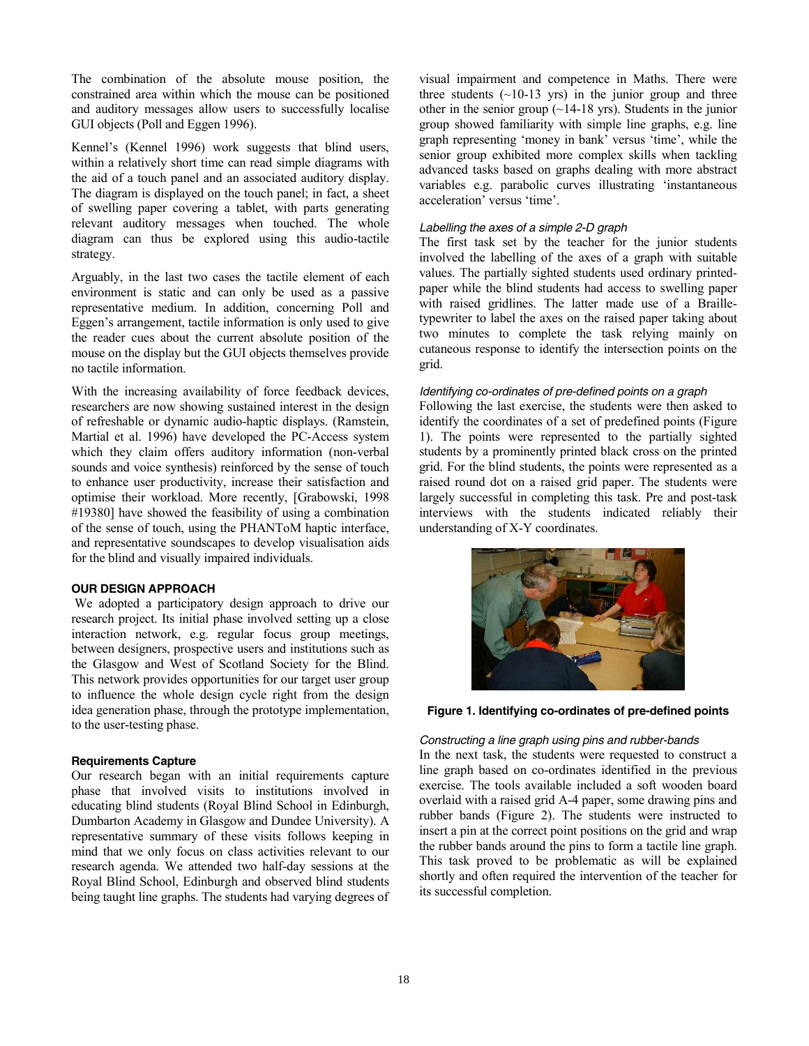The combination of the absolute mouse position, the constrained area within which the mouse can be positioned and auditory messages allow users to successfully localise GUI objects (Poll and Eggen 1996).

Kennel's (Kennel 1996) work suggests that blind users, within a relatively short time can read simple diagrams with the aid of a touch panel and an associated auditory display. The diagram is displayed on the touch panel; in fact, a sheet of swelling paper covering a tablet, with parts generating relevant auditory messages when touched. The whole diagram can thus be explored using this audio-tactile strategy.

Arguably, in the last two cases the tactile element of each environment is static and can only be used as a passive representative medium. In addition, concerning Poll and Eggen's arrangement, tactile information is only used to give the reader cues about the current absolute position of the mouse on the display but the GUI objects themselves provide no tactile information.

With the increasing availability of force feedback devices, researchers are now showing sustained interest in the design of refreshable or dynamic audio-haptic displays. (Ramstein, Martial et al. 1996) have developed the PC-Access system which they claim offers auditory information (non-verbal sounds and voice synthesis) reinforced by the sense of touch to enhance user productivity, increase their satisfaction and optimise their workload. More recently, [Grabowski, 1998 #19380] have showed the feasibility of using a combination of the sense of touch, using the PHANToM haptic interface, and representative soundscapes to develop visualisation aids for the blind and visually impaired individuals.

## OUR DESIGN APPROACH

We adopted a participatory design approach to drive our research project. Its initial phase involved setting up a close interaction network, e.g. regular focus group meetings, between designers, prospective users and institutions such as the Glasgow and West of Scotland Society for the Blind. This network provides opportunities for our target user group to influence the whole design cycle right from the design idea generation phase, through the prototype implementation, to the user-testing phase.

### Requirements Capture

Our research began with an initial requirements capture phase that involved visits to institutions involved in educating blind students (Royal Blind School in Edinburgh, Dumbarton Academy in Glasgow and Dundee University). A representative summary of these visits follows keeping in mind that we only focus on class activities relevant to our research agenda. We attended two half-day sessions at the Royal Blind School, Edinburgh and observed blind students being taught line graphs. The students had varying degrees of visual impairment and competence in Maths. There were three students (~10-13 yrs) in the junior group and three other in the senior group (~14-18 yrs). Students in the junior group showed familiarity with simple line graphs, e.g. line graph representing 'money in bank' versus 'time', while the senior group exhibited more complex skills when tackling advanced tasks based on graphs dealing with more abstract variables e.g. parabolic curves illustrating 'instantaneous acceleration' versus 'time'.

#### *Labelling the axes of a simple 2-D graph*

The first task set by the teacher for the junior students involved the labelling of the axes of a graph with suitable values. The partially sighted students used ordinary printed-paper while the blind students had access to swelling paper with raised gridlines. The latter made use of a Braille-typewriter to label the axes on the raised paper taking about two minutes to complete the task relying mainly on cutaneous response to identify the intersection points on the grid.

#### *Identifying co-ordinates of pre-defined points on a graph*

Following the last exercise, the students were then asked to identify the coordinates of a set of predefined points (Figure 1). The points were represented to the partially sighted students by a prominently printed black cross on the printed grid. For the blind students, the points were represented as a raised round dot on a raised grid paper. The students were largely successful in completing this task. Pre and post-task interviews with the students indicated reliably their understanding of X-Y coordinates.

**Figure 1. Identifying co-ordinates of pre-defined points**

#### *Constructing a line graph using pins and rubber-bands*

In the next task, the students were requested to construct a line graph based on co-ordinates identified in the previous exercise. The tools available included a soft wooden board overlaid with a raised grid A-4 paper, some drawing pins and rubber bands (Figure 2). The students were instructed to insert a pin at the correct point positions on the grid and wrap the rubber bands around the pins to form a tactile line graph. This task proved to be problematic as will be explained shortly and often required the intervention of the teacher for its successful completion.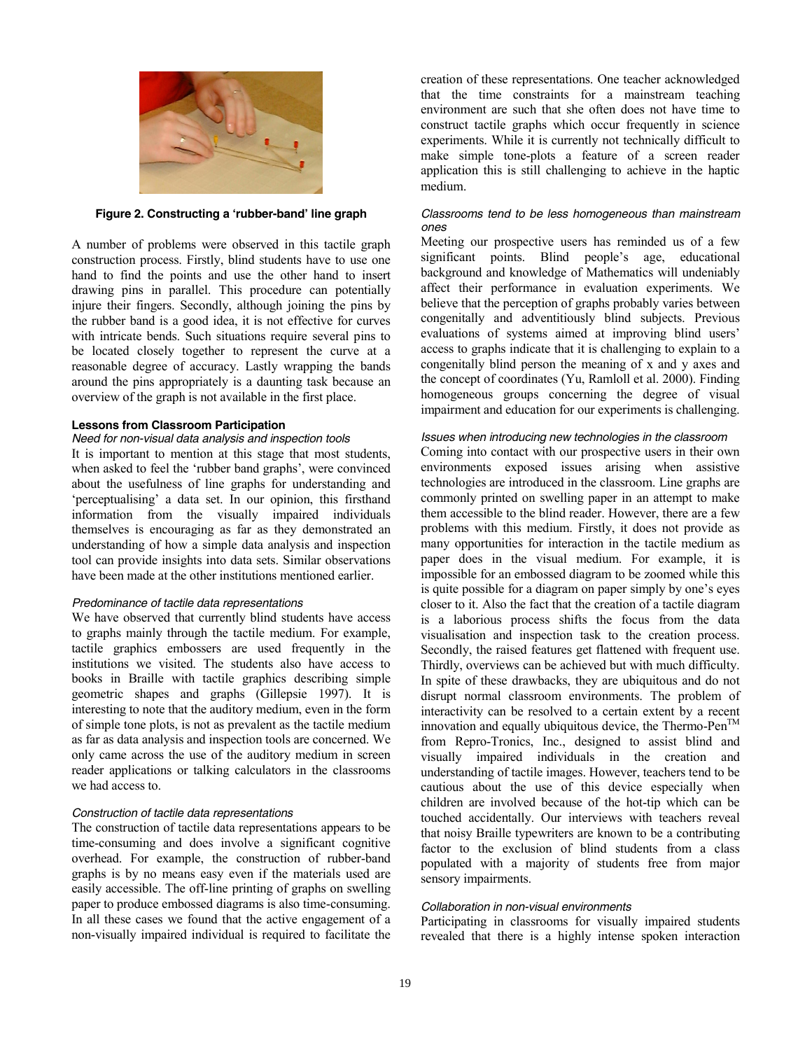**Figure 2. Constructing a 'rubber-band' line graph**

A number of problems were observed in this tactile graph construction process. Firstly, blind students have to use one hand to find the points and use the other hand to insert drawing pins in parallel. This procedure can potentially injure their fingers. Secondly, although joining the pins by the rubber band is a good idea, it is not effective for curves with intricate bends. Such situations require several pins to be located closely together to represent the curve at a reasonable degree of accuracy. Lastly wrapping the bands around the pins appropriately is a daunting task because an overview of the graph is not available in the first place.

### Lessons from Classroom Participation

*Need for non-visual data analysis and inspection tools*

It is important to mention at this stage that most students, when asked to feel the 'rubber band graphs', were convinced about the usefulness of line graphs for understanding and 'perceptualising' a data set. In our opinion, this firsthand information from the visually impaired individuals themselves is encouraging as far as they demonstrated an understanding of how a simple data analysis and inspection tool can provide insights into data sets. Similar observations have been made at the other institutions mentioned earlier.

*Predominance of tactile data representations*

We have observed that currently blind students have access to graphs mainly through the tactile medium. For example, tactile graphics embossers are used frequently in the institutions we visited. The students also have access to books in Braille with tactile graphics describing simple geometric shapes and graphs (Gillepsie 1997). It is interesting to note that the auditory medium, even in the form of simple tone plots, is not as prevalent as the tactile medium as far as data analysis and inspection tools are concerned. We only came across the use of the auditory medium in screen reader applications or talking calculators in the classrooms we had access to.

*Construction of tactile data representations*

The construction of tactile data representations appears to be time-consuming and does involve a significant cognitive overhead. For example, the construction of rubber-band graphs is by no means easy even if the materials used are easily accessible. The off-line printing of graphs on swelling paper to produce embossed diagrams is also time-consuming. In all these cases we found that the active engagement of a non-visually impaired individual is required to facilitate the creation of these representations. One teacher acknowledged that the time constraints for a mainstream teaching environment are such that she often does not have time to construct tactile graphs which occur frequently in science experiments. While it is currently not technically difficult to make simple tone-plots a feature of a screen reader application this is still challenging to achieve in the haptic medium.

*Classrooms tend to be less homogeneous than mainstream ones*

Meeting our prospective users has reminded us of a few significant points. Blind people's age, educational background and knowledge of Mathematics will undeniably affect their performance in evaluation experiments. We believe that the perception of graphs probably varies between congenitally and adventitiously blind subjects. Previous evaluations of systems aimed at improving blind users' access to graphs indicate that it is challenging to explain to a congenitally blind person the meaning of x and y axes and the concept of coordinates (Yu, Ramloll et al. 2000). Finding homogeneous groups concerning the degree of visual impairment and education for our experiments is challenging.

*Issues when introducing new technologies in the classroom*

Coming into contact with our prospective users in their own environments exposed issues arising when assistive technologies are introduced in the classroom. Line graphs are commonly printed on swelling paper in an attempt to make them accessible to the blind reader. However, there are a few problems with this medium. Firstly, it does not provide as many opportunities for interaction in the tactile medium as paper does in the visual medium. For example, it is impossible for an embossed diagram to be zoomed while this is quite possible for a diagram on paper simply by one's eyes closer to it. Also the fact that the creation of a tactile diagram is a laborious process shifts the focus from the data visualisation and inspection task to the creation process. Secondly, the raised features get flattened with frequent use. Thirdly, overviews can be achieved but with much difficulty. In spite of these drawbacks, they are ubiquitous and do not disrupt normal classroom environments. The problem of interactivity can be resolved to a certain extent by a recent innovation and equally ubiquitous device, the Thermo-Pen™ from Repro-Tronics, Inc., designed to assist blind and visually impaired individuals in the creation and understanding of tactile images. However, teachers tend to be cautious about the use of this device especially when children are involved because of the hot-tip which can be touched accidentally. Our interviews with teachers reveal that noisy Braille typewriters are known to be a contributing factor to the exclusion of blind students from a class populated with a majority of students free from major sensory impairments.

*Collaboration in non-visual environments*

Participating in classrooms for visually impaired students revealed that there is a highly intense spoken interaction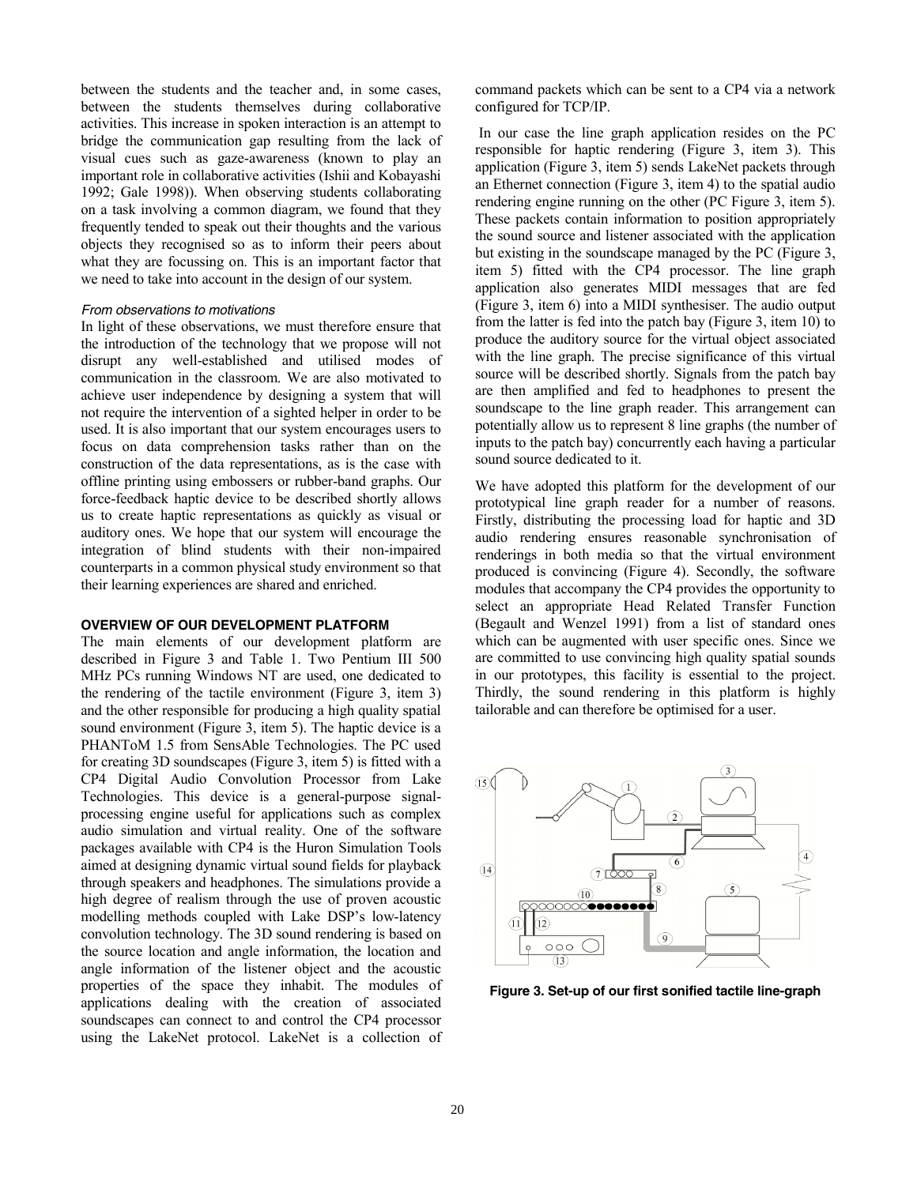between the students and the teacher and, in some cases, between the students themselves during collaborative activities. This increase in spoken interaction is an attempt to bridge the communication gap resulting from the lack of visual cues such as gaze-awareness (known to play an important role in collaborative activities (Ishii and Kobayashi 1992; Gale 1998)). When observing students collaborating on a task involving a common diagram, we found that they frequently tended to speak out their thoughts and the various objects they recognised so as to inform their peers about what they are focussing on. This is an important factor that we need to take into account in the design of our system.

#### *From observations to motivations*

In light of these observations, we must therefore ensure that the introduction of the technology that we propose will not disrupt any well-established and utilised modes of communication in the classroom. We are also motivated to achieve user independence by designing a system that will not require the intervention of a sighted helper in order to be used. It is also important that our system encourages users to focus on data comprehension tasks rather than on the construction of the data representations, as is the case with offline printing using embossers or rubber-band graphs. Our force-feedback haptic device to be described shortly allows us to create haptic representations as quickly as visual or auditory ones. We hope that our system will encourage the integration of blind students with their non-impaired counterparts in a common physical study environment so that their learning experiences are shared and enriched.

### OVERVIEW OF OUR DEVELOPMENT PLATFORM

The main elements of our development platform are described in Figure 3 and Table 1. Two Pentium III 500 MHz PCs running Windows NT are used, one dedicated to the rendering of the tactile environment (Figure 3, item 3) and the other responsible for producing a high quality spatial sound environment (Figure 3, item 5). The haptic device is a PHANToM 1.5 from SensAble Technologies. The PC used for creating 3D soundscapes (Figure 3, item 5) is fitted with a CP4 Digital Audio Convolution Processor from Lake Technologies. This device is a general-purpose signal-processing engine useful for applications such as complex audio simulation and virtual reality. One of the software packages available with CP4 is the Huron Simulation Tools aimed at designing dynamic virtual sound fields for playback through speakers and headphones. The simulations provide a high degree of realism through the use of proven acoustic modelling methods coupled with Lake DSP's low-latency convolution technology. The 3D sound rendering is based on the source location and angle information, the location and angle information of the listener object and the acoustic properties of the space they inhabit. The modules of applications dealing with the creation of associated soundscapes can connect to and control the CP4 processor using the LakeNet protocol. LakeNet is a collection of command packets which can be sent to a CP4 via a network configured for TCP/IP.

In our case the line graph application resides on the PC responsible for haptic rendering (Figure 3, item 3). This application (Figure 3, item 5) sends LakeNet packets through an Ethernet connection (Figure 3, item 4) to the spatial audio rendering engine running on the other (PC Figure 3, item 5). These packets contain information to position appropriately the sound source and listener associated with the application but existing in the soundscape managed by the PC (Figure 3, item 5) fitted with the CP4 processor. The line graph application also generates MIDI messages that are fed (Figure 3, item 6) into a MIDI synthesiser. The audio output from the latter is fed into the patch bay (Figure 3, item 10) to produce the auditory source for the virtual object associated with the line graph. The precise significance of this virtual source will be described shortly. Signals from the patch bay are then amplified and fed to headphones to present the soundscape to the line graph reader. This arrangement can potentially allow us to represent 8 line graphs (the number of inputs to the patch bay) concurrently each having a particular sound source dedicated to it.

We have adopted this platform for the development of our prototypical line graph reader for a number of reasons. Firstly, distributing the processing load for haptic and 3D audio rendering ensures reasonable synchronisation of renderings in both media so that the virtual environment produced is convincing (Figure 4). Secondly, the software modules that accompany the CP4 provides the opportunity to select an appropriate Head Related Transfer Function (Begault and Wenzel 1991) from a list of standard ones which can be augmented with user specific ones. Since we are committed to use convincing high quality spatial sounds in our prototypes, this facility is essential to the project. Thirdly, the sound rendering in this platform is highly tailorable and can therefore be optimised for a user.

**Figure 3. Set-up of our first sonified tactile line-graph**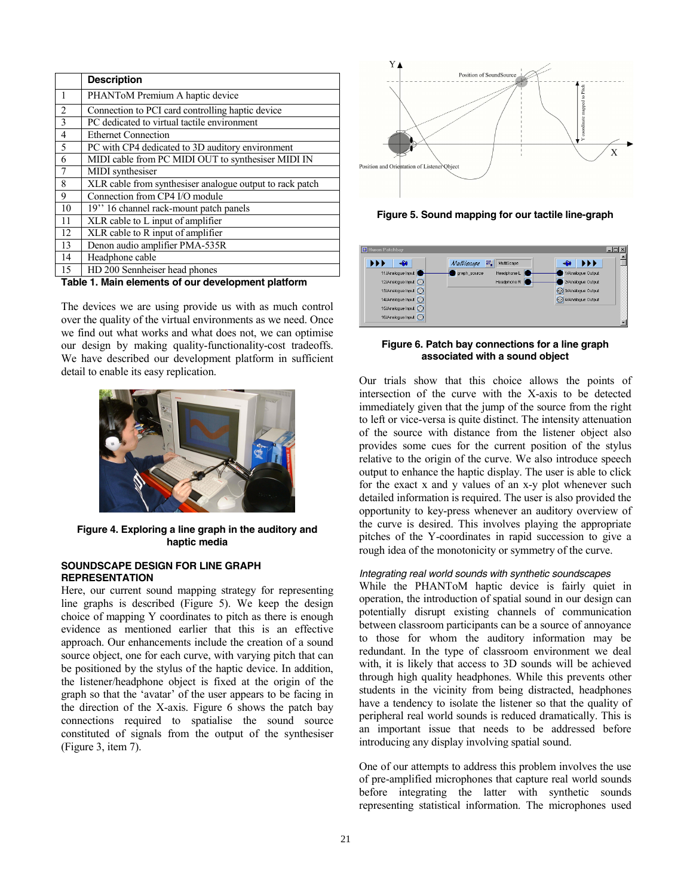| | Description |
|---|---|
| 1 | PHANToM Premium A haptic device |
| 2 | Connection to PCI card controlling haptic device |
| 3 | PC dedicated to virtual tactile environment |
| 4 | Ethernet Connection |
| 5 | PC with CP4 dedicated to 3D auditory environment |
| 6 | MIDI cable from PC MIDI OUT to synthesiser MIDI IN |
| 7 | MIDI synthesiser |
| 8 | XLR cable from synthesiser analogue output to rack patch |
| 9 | Connection from CP4 I/O module |
| 10 | 19'' 16 channel rack-mount patch panels |
| 11 | XLR cable to L input of amplifier |
| 12 | XLR cable to R input of amplifier |
| 13 | Denon audio amplifier PMA-535R |
| 14 | Headphone cable |
| 15 | HD 200 Sennheiser head phones |

**Table 1. Main elements of our development platform**

The devices we are using provide us with as much control over the quality of the virtual environments as we need. Once we find out what works and what does not, we can optimise our design by making quality-functionality-cost tradeoffs. We have described our development platform in sufficient detail to enable its easy replication.

**Figure 4. Exploring a line graph in the auditory and haptic media**

## SOUNDSCAPE DESIGN FOR LINE GRAPH REPRESENTATION

Here, our current sound mapping strategy for representing line graphs is described (Figure 5). We keep the design choice of mapping Y coordinates to pitch as there is enough evidence as mentioned earlier that this is an effective approach. Our enhancements include the creation of a sound source object, one for each curve, with varying pitch that can be positioned by the stylus of the haptic device. In addition, the listener/headphone object is fixed at the origin of the graph so that the 'avatar' of the user appears to be facing in the direction of the X-axis. Figure 6 shows the patch bay connections required to spatialise the sound source constituted of signals from the output of the synthesiser (Figure 3, item 7).

Y
X
Position of SoundSource
Y coordinate mapped to Pitch
Position and Orientation of Listener Object

**Figure 5. Sound mapping for our tactile line-graph**

**Figure 6. Patch bay connections for a line graph associated with a sound object**

Our trials show that this choice allows the points of intersection of the curve with the X-axis to be detected immediately given that the jump of the source from the right to left or vice-versa is quite distinct. The intensity attenuation of the source with distance from the listener object also provides some cues for the current position of the stylus relative to the origin of the curve. We also introduce speech output to enhance the haptic display. The user is able to click for the exact x and y values of an x-y plot whenever such detailed information is required. The user is also provided the opportunity to key-press whenever an auditory overview of the curve is desired. This involves playing the appropriate pitches of the Y-coordinates in rapid succession to give a rough idea of the monotonicity or symmetry of the curve.

### *Integrating real world sounds with synthetic soundscapes*

While the PHANToM haptic device is fairly quiet in operation, the introduction of spatial sound in our design can potentially disrupt existing channels of communication between classroom participants can be a source of annoyance to those for whom the auditory information may be redundant. In the type of classroom environment we deal with, it is likely that access to 3D sounds will be achieved through high quality headphones. While this prevents other students in the vicinity from being distracted, headphones have a tendency to isolate the listener so that the quality of peripheral real world sounds is reduced dramatically. This is an important issue that needs to be addressed before introducing any display involving spatial sound.

One of our attempts to address this problem involves the use of pre-amplified microphones that capture real world sounds before integrating the latter with synthetic sounds representing statistical information. The microphones used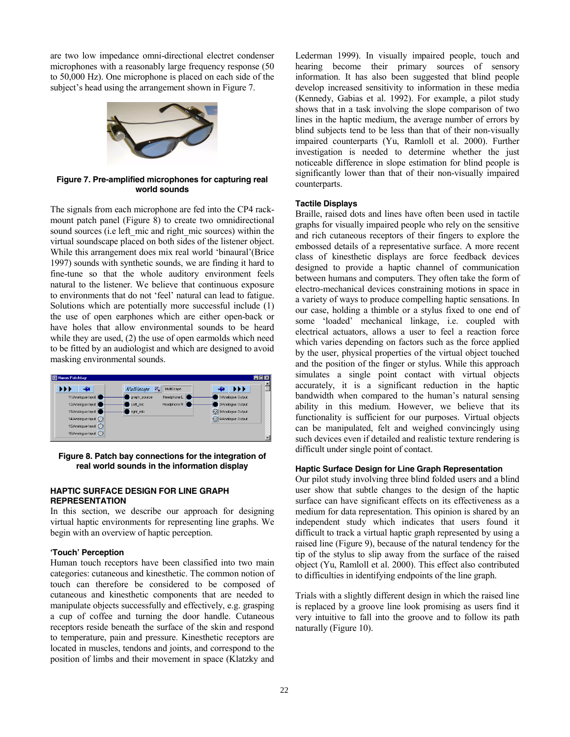are two low impedance omni-directional electret condenser microphones with a reasonably large frequency response (50 to 50,000 Hz). One microphone is placed on each side of the subject's head using the arrangement shown in Figure 7.

**Figure 7. Pre-amplified microphones for capturing real world sounds**

The signals from each microphone are fed into the CP4 rack-mount patch panel (Figure 8) to create two omnidirectional sound sources (i.e left_mic and right_mic sources) within the virtual soundscape placed on both sides of the listener object. While this arrangement does mix real world 'binaural'(Brice 1997) sounds with synthetic sounds, we are finding it hard to fine-tune so that the whole auditory environment feels natural to the listener. We believe that continuous exposure to environments that do not 'feel' natural can lead to fatigue. Solutions which are potentially more successful include (1) the use of open earphones which are either open-back or have holes that allow environmental sounds to be heard while they are used, (2) the use of open earmolds which need to be fitted by an audiologist and which are designed to avoid masking environmental sounds.

**Figure 8. Patch bay connections for the integration of real world sounds in the information display**

## HAPTIC SURFACE DESIGN FOR LINE GRAPH REPRESENTATION

In this section, we describe our approach for designing virtual haptic environments for representing line graphs. We begin with an overview of haptic perception.

### 'Touch' Perception

Human touch receptors have been classified into two main categories: cutaneous and kinesthetic. The common notion of touch can therefore be considered to be composed of cutaneous and kinesthetic components that are needed to manipulate objects successfully and effectively, e.g. grasping a cup of coffee and turning the door handle. Cutaneous receptors reside beneath the surface of the skin and respond to temperature, pain and pressure. Kinesthetic receptors are located in muscles, tendons and joints, and correspond to the position of limbs and their movement in space (Klatzky and Lederman 1999). In visually impaired people, touch and hearing become their primary sources of sensory information. It has also been suggested that blind people develop increased sensitivity to information in these media (Kennedy, Gabias et al. 1992). For example, a pilot study shows that in a task involving the slope comparison of two lines in the haptic medium, the average number of errors by blind subjects tend to be less than that of their non-visually impaired counterparts (Yu, Ramloll et al. 2000). Further investigation is needed to determine whether the just noticeable difference in slope estimation for blind people is significantly lower than that of their non-visually impaired counterparts.

### Tactile Displays

Braille, raised dots and lines have often been used in tactile graphs for visually impaired people who rely on the sensitive and rich cutaneous receptors of their fingers to explore the embossed details of a representative surface. A more recent class of kinesthetic displays are force feedback devices designed to provide a haptic channel of communication between humans and computers. They often take the form of electro-mechanical devices constraining motions in space in a variety of ways to produce compelling haptic sensations. In our case, holding a thimble or a stylus fixed to one end of some 'loaded' mechanical linkage, i.e. coupled with electrical actuators, allows a user to feel a reaction force which varies depending on factors such as the force applied by the user, physical properties of the virtual object touched and the position of the finger or stylus. While this approach simulates a single point contact with virtual objects accurately, it is a significant reduction in the haptic bandwidth when compared to the human's natural sensing ability in this medium. However, we believe that its functionality is sufficient for our purposes. Virtual objects can be manipulated, felt and weighed convincingly using such devices even if detailed and realistic texture rendering is difficult under single point of contact.

### Haptic Surface Design for Line Graph Representation

Our pilot study involving three blind folded users and a blind user show that subtle changes to the design of the haptic surface can have significant effects on its effectiveness as a medium for data representation. This opinion is shared by an independent study which indicates that users found it difficult to track a virtual haptic graph represented by using a raised line (Figure 9), because of the natural tendency for the tip of the stylus to slip away from the surface of the raised object (Yu, Ramloll et al. 2000). This effect also contributed to difficulties in identifying endpoints of the line graph.

Trials with a slightly different design in which the raised line is replaced by a groove line look promising as users find it very intuitive to fall into the groove and to follow its path naturally (Figure 10).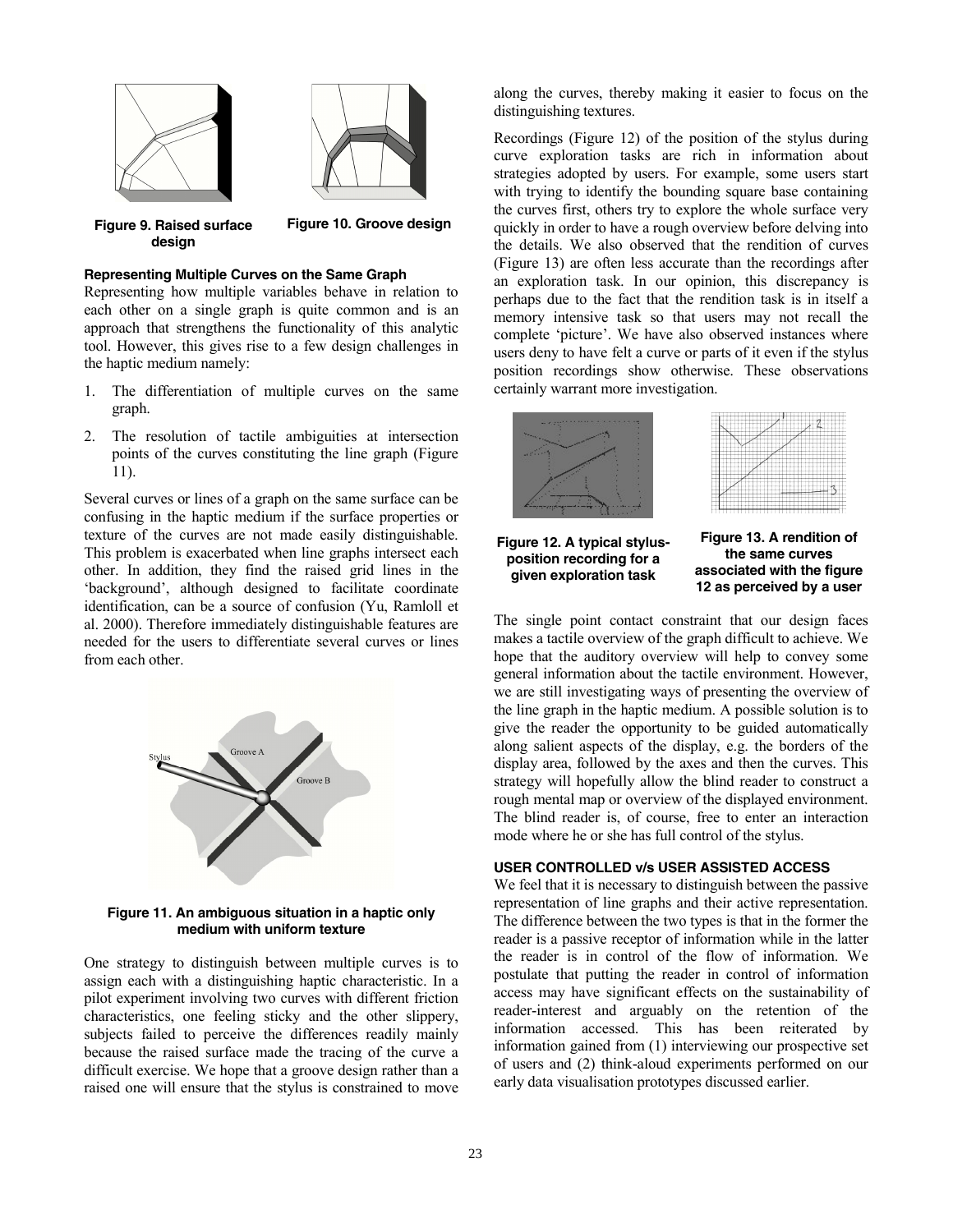Figure 9. Raised surface design

Figure 10. Groove design

#### Representing Multiple Curves on the Same Graph

Representing how multiple variables behave in relation to each other on a single graph is quite common and is an approach that strengthens the functionality of this analytic tool. However, this gives rise to a few design challenges in the haptic medium namely:

1. The differentiation of multiple curves on the same graph.
2. The resolution of tactile ambiguities at intersection points of the curves constituting the line graph (Figure 11).

Several curves or lines of a graph on the same surface can be confusing in the haptic medium if the surface properties or texture of the curves are not made easily distinguishable. This problem is exacerbated when line graphs intersect each other. In addition, they find the raised grid lines in the 'background', although designed to facilitate coordinate identification, can be a source of confusion (Yu, Ramloll et al. 2000). Therefore immediately distinguishable features are needed for the users to differentiate several curves or lines from each other.

Figure 11. An ambiguous situation in a haptic only medium with uniform texture

One strategy to distinguish between multiple curves is to assign each with a distinguishing haptic characteristic. In a pilot experiment involving two curves with different friction characteristics, one feeling sticky and the other slippery, subjects failed to perceive the differences readily mainly because the raised surface made the tracing of the curve a difficult exercise. We hope that a groove design rather than a raised one will ensure that the stylus is constrained to move along the curves, thereby making it easier to focus on the distinguishing textures.

Recordings (Figure 12) of the position of the stylus during curve exploration tasks are rich in information about strategies adopted by users. For example, some users start with trying to identify the bounding square base containing the curves first, others try to explore the whole surface very quickly in order to have a rough overview before delving into the details. We also observed that the rendition of curves (Figure 13) are often less accurate than the recordings after an exploration task. In our opinion, this discrepancy is perhaps due to the fact that the rendition task is in itself a memory intensive task so that users may not recall the complete 'picture'. We have also observed instances where users deny to have felt a curve or parts of it even if the stylus position recordings show otherwise. These observations certainly warrant more investigation.

Figure 12. A typical stylus-position recording for a given exploration task

Figure 13. A rendition of the same curves associated with the figure 12 as perceived by a user

The single point contact constraint that our design faces makes a tactile overview of the graph difficult to achieve. We hope that the auditory overview will help to convey some general information about the tactile environment. However, we are still investigating ways of presenting the overview of the line graph in the haptic medium. A possible solution is to give the reader the opportunity to be guided automatically along salient aspects of the display, e.g. the borders of the display area, followed by the axes and then the curves. This strategy will hopefully allow the blind reader to construct a rough mental map or overview of the displayed environment. The blind reader is, of course, free to enter an interaction mode where he or she has full control of the stylus.

### USER CONTROLLED v/s USER ASSISTED ACCESS

We feel that it is necessary to distinguish between the passive representation of line graphs and their active representation. The difference between the two types is that in the former the reader is a passive receptor of information while in the latter the reader is in control of the flow of information. We postulate that putting the reader in control of information access may have significant effects on the sustainability of reader-interest and arguably on the retention of the information accessed. This has been reiterated by information gained from (1) interviewing our prospective set of users and (2) think-aloud experiments performed on our early data visualisation prototypes discussed earlier.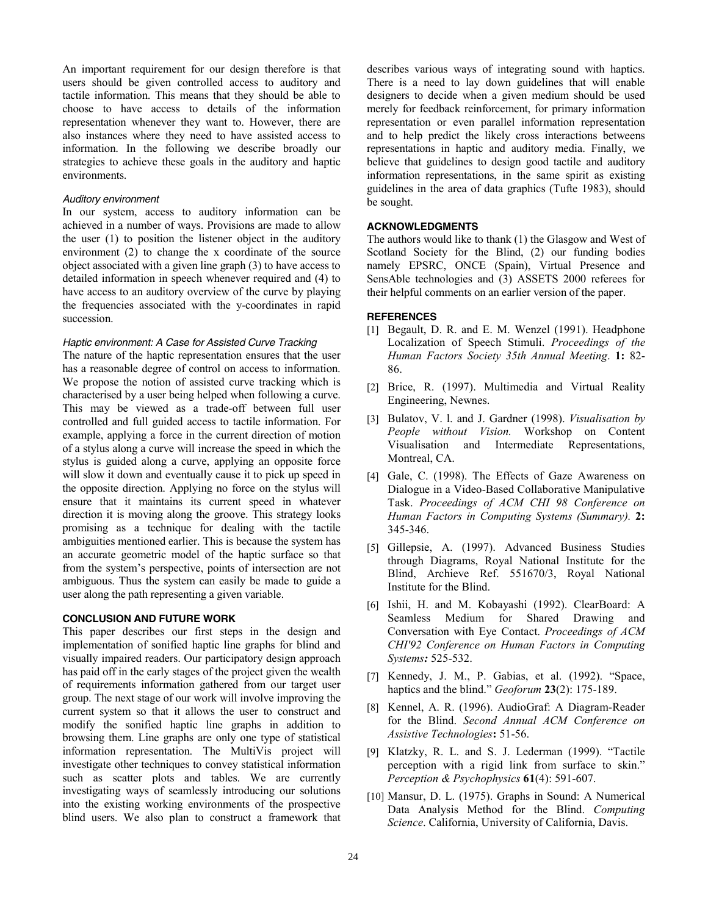An important requirement for our design therefore is that users should be given controlled access to auditory and tactile information. This means that they should be able to choose to have access to details of the information representation whenever they want to. However, there are also instances where they need to have assisted access to information. In the following we describe broadly our strategies to achieve these goals in the auditory and haptic environments.

#### *Auditory environment*

In our system, access to auditory information can be achieved in a number of ways. Provisions are made to allow the user (1) to position the listener object in the auditory environment (2) to change the x coordinate of the source object associated with a given line graph (3) to have access to detailed information in speech whenever required and (4) to have access to an auditory overview of the curve by playing the frequencies associated with the y-coordinates in rapid succession.

#### *Haptic environment: A Case for Assisted Curve Tracking*

The nature of the haptic representation ensures that the user has a reasonable degree of control on access to information. We propose the notion of assisted curve tracking which is characterised by a user being helped when following a curve. This may be viewed as a trade-off between full user controlled and full guided access to tactile information. For example, applying a force in the current direction of motion of a stylus along a curve will increase the speed in which the stylus is guided along a curve, applying an opposite force will slow it down and eventually cause it to pick up speed in the opposite direction. Applying no force on the stylus will ensure that it maintains its current speed in whatever direction it is moving along the groove. This strategy looks promising as a technique for dealing with the tactile ambiguities mentioned earlier. This is because the system has an accurate geometric model of the haptic surface so that from the system's perspective, points of intersection are not ambiguous. Thus the system can easily be made to guide a user along the path representing a given variable.

### CONCLUSION AND FUTURE WORK

This paper describes our first steps in the design and implementation of sonified haptic line graphs for blind and visually impaired readers. Our participatory design approach has paid off in the early stages of the project given the wealth of requirements information gathered from our target user group. The next stage of our work will involve improving the current system so that it allows the user to construct and modify the sonified haptic line graphs in addition to browsing them. Line graphs are only one type of statistical information representation. The MultiVis project will investigate other techniques to convey statistical information such as scatter plots and tables. We are currently investigating ways of seamlessly introducing our solutions into the existing working environments of the prospective blind users. We also plan to construct a framework that describes various ways of integrating sound with haptics. There is a need to lay down guidelines that will enable designers to decide when a given medium should be used merely for feedback reinforcement, for primary information representation or even parallel information representation and to help predict the likely cross interactions betweens representations in haptic and auditory media. Finally, we believe that guidelines to design good tactile and auditory information representations, in the same spirit as existing guidelines in the area of data graphics (Tufte 1983), should be sought.

### ACKNOWLEDGMENTS

The authors would like to thank (1) the Glasgow and West of Scotland Society for the Blind, (2) our funding bodies namely EPSRC, ONCE (Spain), Virtual Presence and SensAble technologies and (3) ASSETS 2000 referees for their helpful comments on an earlier version of the paper.

### REFERENCES

[1] Begault, D. R. and E. M. Wenzel (1991). Headphone Localization of Speech Stimuli. *Proceedings of the Human Factors Society 35th Annual Meeting*. **1:** 82-86.

[2] Brice, R. (1997). Multimedia and Virtual Reality Engineering, Newnes.

[3] Bulatov, V. l. and J. Gardner (1998). *Visualisation by People without Vision.* Workshop on Content Visualisation and Intermediate Representations, Montreal, CA.

[4] Gale, C. (1998). The Effects of Gaze Awareness on Dialogue in a Video-Based Collaborative Manipulative Task. *Proceedings of ACM CHI 98 Conference on Human Factors in Computing Systems (Summary).* **2:** 345-346.

[5] Gillepsie, A. (1997). Advanced Business Studies through Diagrams, Royal National Institute for the Blind, Archieve Ref. 551670/3, Royal National Institute for the Blind.

[6] Ishii, H. and M. Kobayashi (1992). ClearBoard: A Seamless Medium for Shared Drawing and Conversation with Eye Contact. *Proceedings of ACM CHI'92 Conference on Human Factors in Computing Systems:* 525-532.

[7] Kennedy, J. M., P. Gabias, et al. (1992). "Space, haptics and the blind." *Geoforum* **23**(2): 175-189.

[8] Kennel, A. R. (1996). AudioGraf: A Diagram-Reader for the Blind. *Second Annual ACM Conference on Assistive Technologies***:** 51-56.

[9] Klatzky, R. L. and S. J. Lederman (1999). "Tactile perception with a rigid link from surface to skin." *Perception & Psychophysics* **61**(4): 591-607.

[10] Mansur, D. L. (1975). Graphs in Sound: A Numerical Data Analysis Method for the Blind. *Computing Science*. California, University of California, Davis.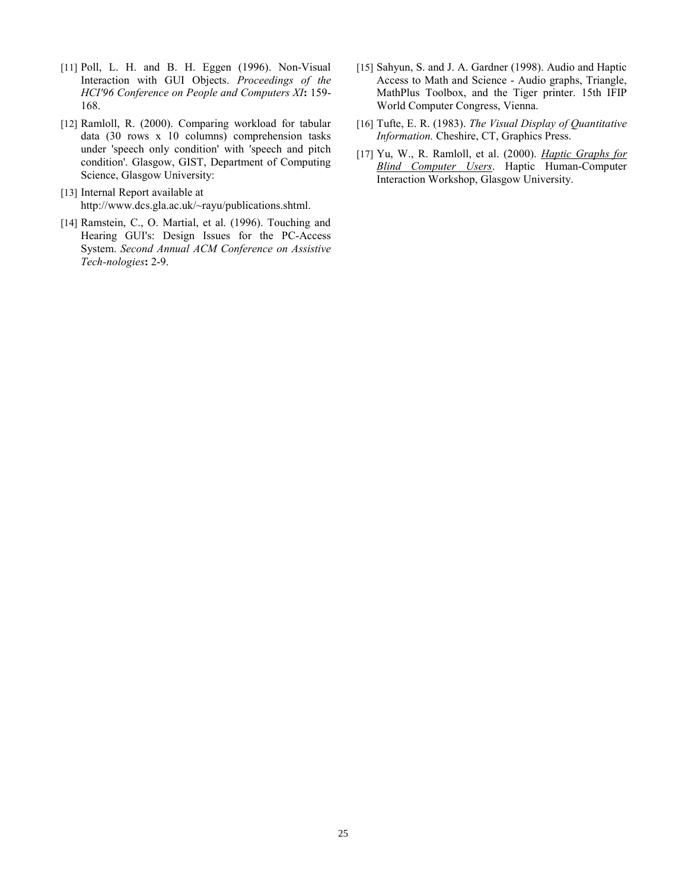[11] Poll, L. H. and B. H. Eggen (1996). Non-Visual Interaction with GUI Objects. *Proceedings of the HCI'96 Conference on People and Computers XI*: 159-168.

[12] Ramloll, R. (2000). Comparing workload for tabular data (30 rows x 10 columns) comprehension tasks under 'speech only condition' with 'speech and pitch condition'. Glasgow, GIST, Department of Computing Science, Glasgow University:

[13] Internal Report available at http://www.dcs.gla.ac.uk/~rayu/publications.shtml.

[14] Ramstein, C., O. Martial, et al. (1996). Touching and Hearing GUI's: Design Issues for the PC-Access System. *Second Annual ACM Conference on Assistive Tech-nologies*: 2-9.

[15] Sahyun, S. and J. A. Gardner (1998). Audio and Haptic Access to Math and Science - Audio graphs, Triangle, MathPlus Toolbox, and the Tiger printer. 15th IFIP World Computer Congress, Vienna.

[16] Tufte, E. R. (1983). *The Visual Display of Quantitative Information.* Cheshire, CT, Graphics Press.

[17] Yu, W., R. Ramloll, et al. (2000). *Haptic Graphs for Blind Computer Users*. Haptic Human-Computer Interaction Workshop, Glasgow University.